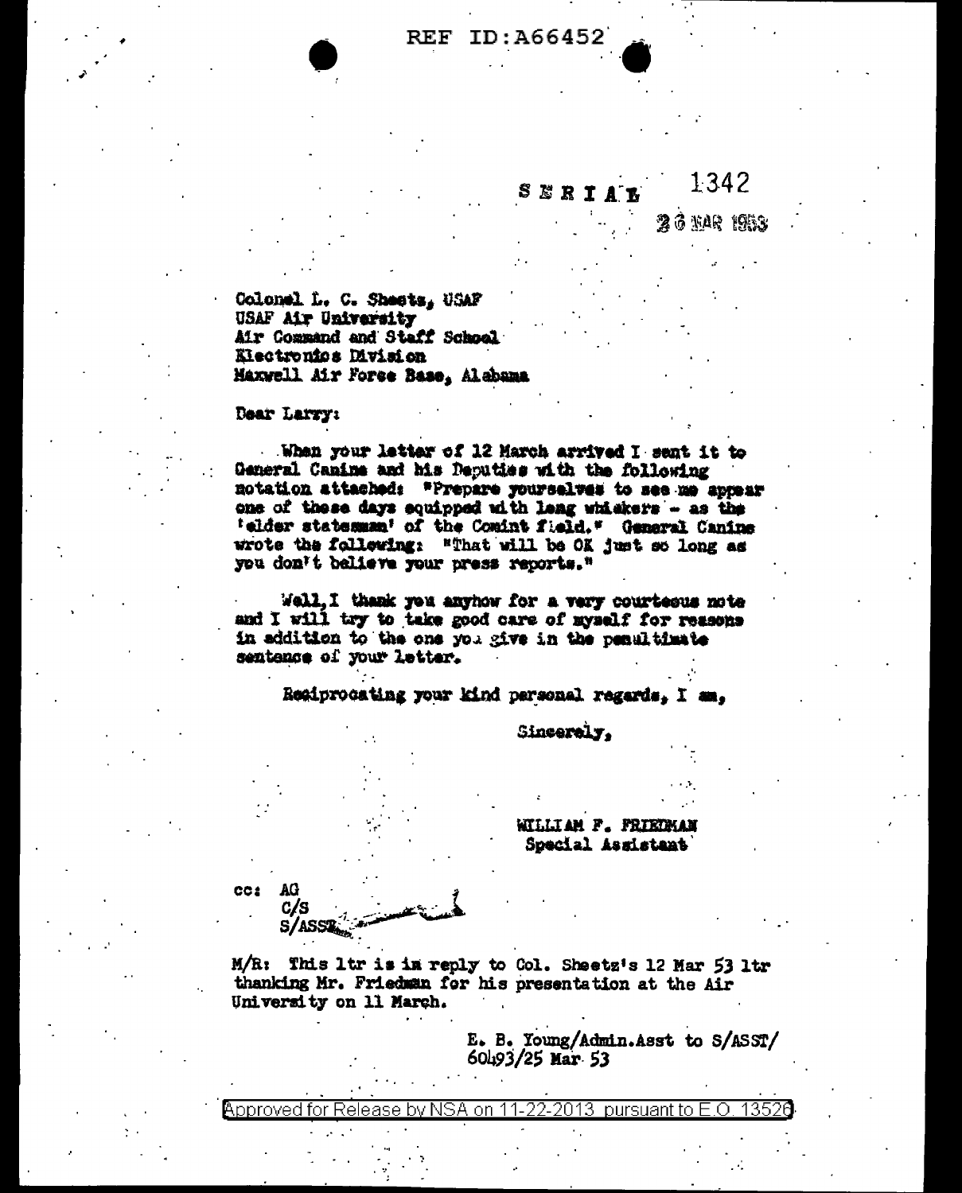REF ID:A66452

SERIAL 1342

26 MAR 1953

Colonel L. C. Sheets, USAF
USAF Air University
Air Command and Staff School
Electronics Division
Maxwell Air Force Base, Alabama

Dear Larry:

When your letter of 12 March arrived I sent it to General Canine and his Deputies with the following notation attached: "Prepare yourselves to see me appear one of these days equipped with long whiskers - as the 'elder statesman' of the Comint field." General Canine wrote the following: "That will be OK just so long as you don't believe your press reports."

Well, I thank you anyhow for a very courteous note and I will try to take good care of myself for reasons in addition to the one you give in the penultimate sentence of your letter.

Reciprocating your kind personal regards, I am,

Sincerely,

WILLIAM F. FRIEDMAN
Special Assistant

cc: AG
C/S
S/ASST

M/R: This ltr is in reply to Col. Sheetz's 12 Mar 53 ltr thanking Mr. Friedman for his presentation at the Air University on 11 March.

E. B. Young/Admin.Asst to S/ASST/
60493/25 Mar 53

Approved for Release by NSA on 11-22-2013 pursuant to E.O. 13526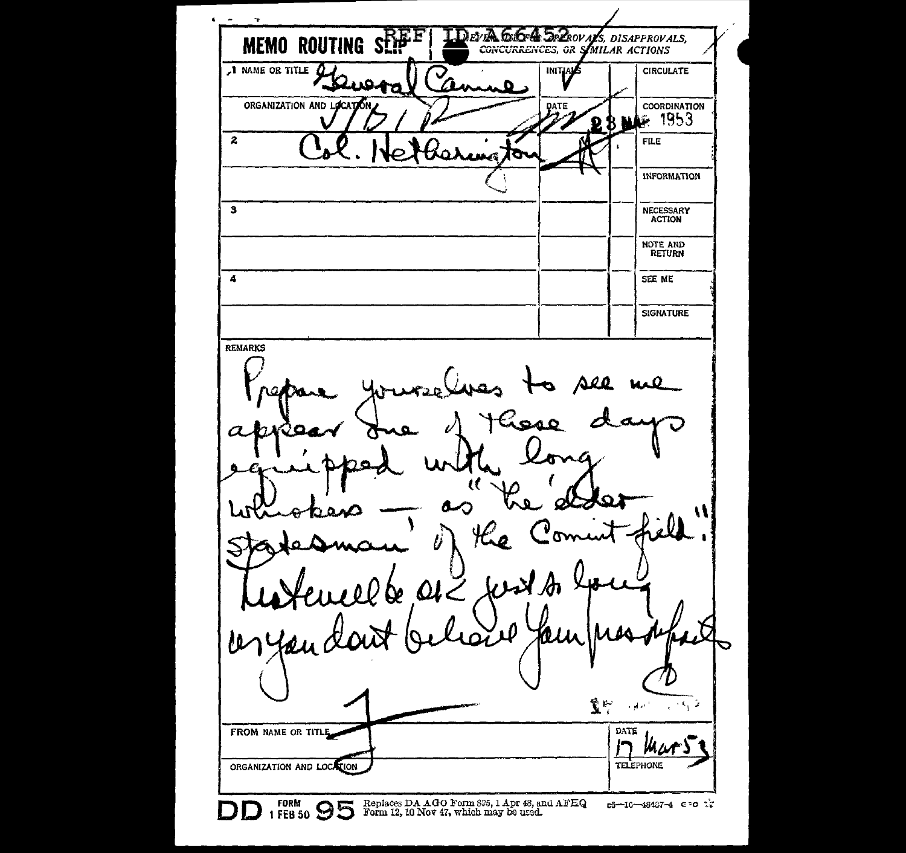**MEMO ROUTING SLIP** | REF ID:A66452 | NEVER USE FOR APPROVALS, DISAPPROVALS, CONCURRENCES, OR SIMILAR ACTIONS

| NAME OR TITLE | INITIALS | | CIRCULATE |
|---|---|---|---|
| 1 General Canine | ✓ | | CIRCULATE |
| ORGANIZATION AND LOCATION: D/DIR | DATE: 28 MAR 1953 | | COORDINATION |
| 2 Col. Hetherington | H | | FILE |
| | | | INFORMATION |
| 3 | | | NECESSARY ACTION |
| | | | NOTE AND RETURN |
| 4 | | | SEE ME |
| | | | SIGNATURE |

REMARKS

Prepare yourselves to see me appear one of these days equipped with long whiskers — as "the 'elder statesman' of the Comint field"!

It will be OK just so long as you don't believe I am past it.

F

FROM NAME OR TITLE

ORGANIZATION AND LOCATION

DATE: 17 Mar 53

TELEPHONE

DD FORM 95, 1 FEB 50 — Replaces DA AGO Form 895, 1 Apr 48, and AFHQ Form 12, 10 Nov 47, which may be used.